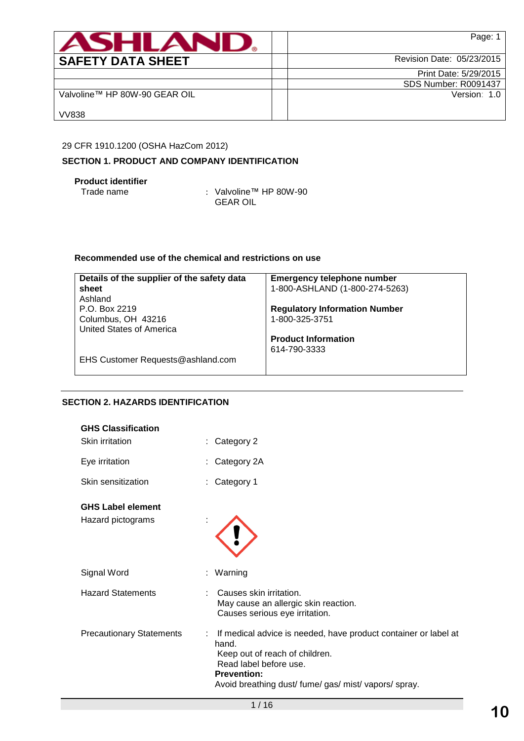# ASHLAND

## SAFETY DATA SHEET

| | |
|---|---|
| | Revision Date: 05/23/2015 |
| | Print Date: 5/29/2015 |
| | SDS Number: R0091437 |
| Valvoline™ HP 80W-90 GEAR OIL | Version: 1.0 |
| VV838 | |

29 CFR 1910.1200 (OSHA HazCom 2012)

### SECTION 1. PRODUCT AND COMPANY IDENTIFICATION

**Product identifier**

Trade name : Valvoline™ HP 80W-90 GEAR OIL

**Recommended use of the chemical and restrictions on use**

| **Details of the supplier of the safety data sheet** | **Emergency telephone number** |
|---|---|
| Ashland<br>P.O. Box 2219<br>Columbus, OH 43216<br>United States of America<br><br>EHS Customer Requests@ashland.com | 1-800-ASHLAND (1-800-274-5263)<br><br>**Regulatory Information Number**<br>1-800-325-3751<br><br>**Product Information**<br>614-790-3333 |

### SECTION 2. HAZARDS IDENTIFICATION

**GHS Classification**

Skin irritation : Category 2

Eye irritation : Category 2A

Skin sensitization : Category 1

**GHS Label element**

Hazard pictograms :

Signal Word : Warning

Hazard Statements : Causes skin irritation.
May cause an allergic skin reaction.
Causes serious eye irritation.

Precautionary Statements : If medical advice is needed, have product container or label at hand.
Keep out of reach of children.
Read label before use.
**Prevention:**
Avoid breathing dust/ fume/ gas/ mist/ vapors/ spray.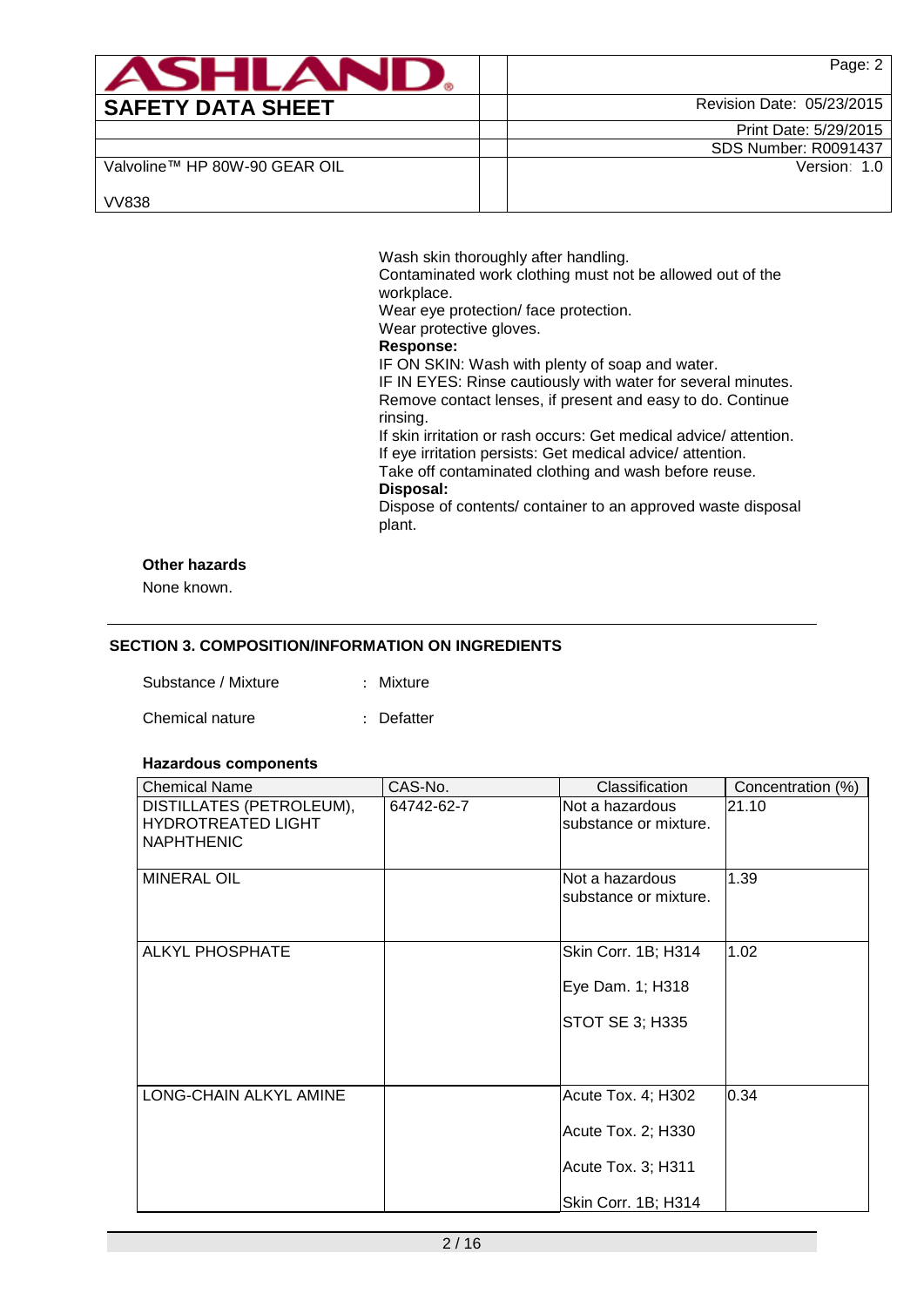Wash skin thoroughly after handling.
Contaminated work clothing must not be allowed out of the workplace.
Wear eye protection/ face protection.
Wear protective gloves.

**Response:**

IF ON SKIN: Wash with plenty of soap and water.
IF IN EYES: Rinse cautiously with water for several minutes. Remove contact lenses, if present and easy to do. Continue rinsing.
If skin irritation or rash occurs: Get medical advice/ attention.
If eye irritation persists: Get medical advice/ attention.
Take off contaminated clothing and wash before reuse.

**Disposal:**

Dispose of contents/ container to an approved waste disposal plant.

**Other hazards**

None known.

## SECTION 3. COMPOSITION/INFORMATION ON INGREDIENTS

Substance / Mixture : Mixture

Chemical nature : Defatter

**Hazardous components**

| Chemical Name | CAS-No. | Classification | Concentration (%) |
|---|---|---|---|
| DISTILLATES (PETROLEUM), HYDROTREATED LIGHT NAPHTHENIC | 64742-62-7 | Not a hazardous substance or mixture. | 21.10 |
| MINERAL OIL | | Not a hazardous substance or mixture. | 1.39 |
| ALKYL PHOSPHATE | | Skin Corr. 1B; H314<br>Eye Dam. 1; H318<br>STOT SE 3; H335 | 1.02 |
| LONG-CHAIN ALKYL AMINE | | Acute Tox. 4; H302<br>Acute Tox. 2; H330<br>Acute Tox. 3; H311<br>Skin Corr. 1B; H314 | 0.34 |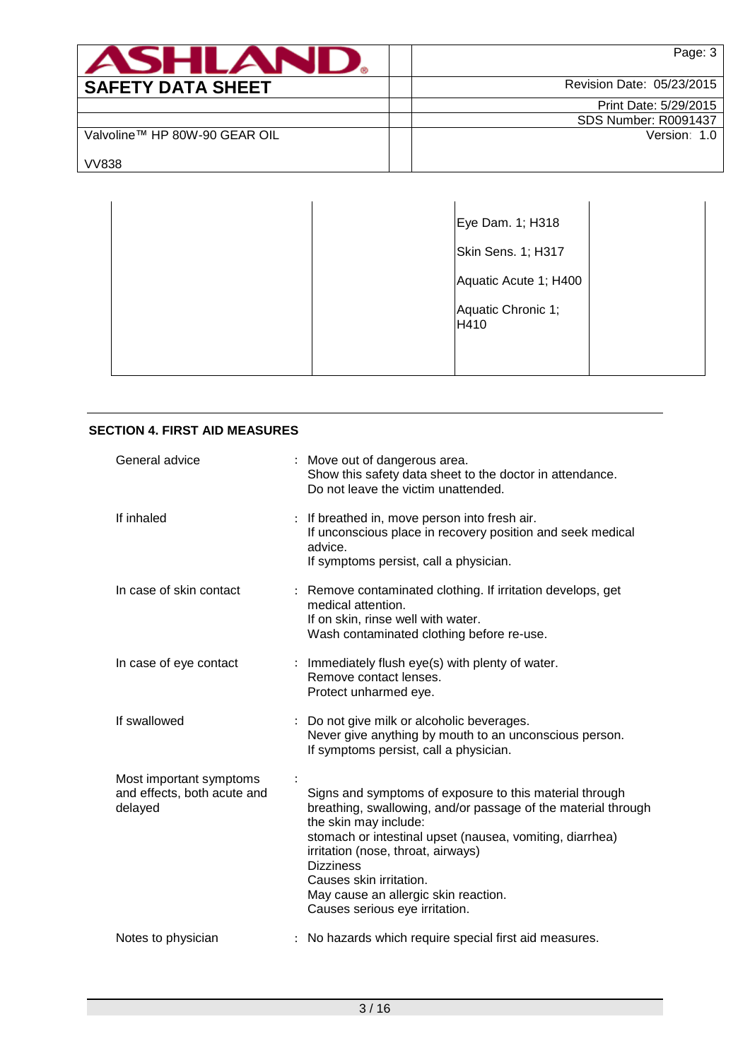|  |  | Eye Dam. 1; H318<br><br>Skin Sens. 1; H317<br><br>Aquatic Acute 1; H400<br><br>Aquatic Chronic 1; H410 |  |
|---|---|---|---|

## SECTION 4. FIRST AID MEASURES

| | |
|---|---|
| General advice | : Move out of dangerous area.<br>Show this safety data sheet to the doctor in attendance.<br>Do not leave the victim unattended. |
| If inhaled | : If breathed in, move person into fresh air.<br>If unconscious place in recovery position and seek medical advice.<br>If symptoms persist, call a physician. |
| In case of skin contact | : Remove contaminated clothing. If irritation develops, get medical attention.<br>If on skin, rinse well with water.<br>Wash contaminated clothing before re-use. |
| In case of eye contact | : Immediately flush eye(s) with plenty of water.<br>Remove contact lenses.<br>Protect unharmed eye. |
| If swallowed | : Do not give milk or alcoholic beverages.<br>Never give anything by mouth to an unconscious person.<br>If symptoms persist, call a physician. |
| Most important symptoms and effects, both acute and delayed | : Signs and symptoms of exposure to this material through breathing, swallowing, and/or passage of the material through the skin may include:<br>stomach or intestinal upset (nausea, vomiting, diarrhea)<br>irritation (nose, throat, airways)<br>Dizziness<br>Causes skin irritation.<br>May cause an allergic skin reaction.<br>Causes serious eye irritation. |
| Notes to physician | : No hazards which require special first aid measures. |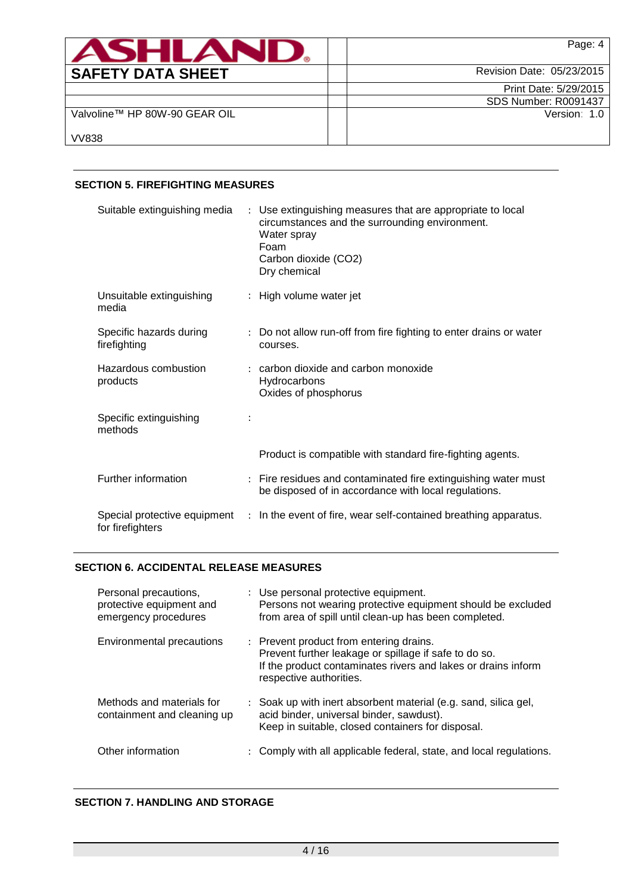## SECTION 5. FIREFIGHTING MEASURES

| | |
|---|---|
| Suitable extinguishing media | : Use extinguishing measures that are appropriate to local circumstances and the surrounding environment.<br>Water spray<br>Foam<br>Carbon dioxide ($CO_2$)<br>Dry chemical |
| Unsuitable extinguishing media | : High volume water jet |
| Specific hazards during firefighting | : Do not allow run-off from fire fighting to enter drains or water courses. |
| Hazardous combustion products | : carbon dioxide and carbon monoxide<br>Hydrocarbons<br>Oxides of phosphorus |
| Specific extinguishing methods | :<br><br>Product is compatible with standard fire-fighting agents. |
| Further information | : Fire residues and contaminated fire extinguishing water must be disposed of in accordance with local regulations. |
| Special protective equipment for firefighters | : In the event of fire, wear self-contained breathing apparatus. |

## SECTION 6. ACCIDENTAL RELEASE MEASURES

| | |
|---|---|
| Personal precautions, protective equipment and emergency procedures | : Use personal protective equipment.<br>Persons not wearing protective equipment should be excluded from area of spill until clean-up has been completed. |
| Environmental precautions | : Prevent product from entering drains.<br>Prevent further leakage or spillage if safe to do so.<br>If the product contaminates rivers and lakes or drains inform respective authorities. |
| Methods and materials for containment and cleaning up | : Soak up with inert absorbent material (e.g. sand, silica gel, acid binder, universal binder, sawdust).<br>Keep in suitable, closed containers for disposal. |
| Other information | : Comply with all applicable federal, state, and local regulations. |

## SECTION 7. HANDLING AND STORAGE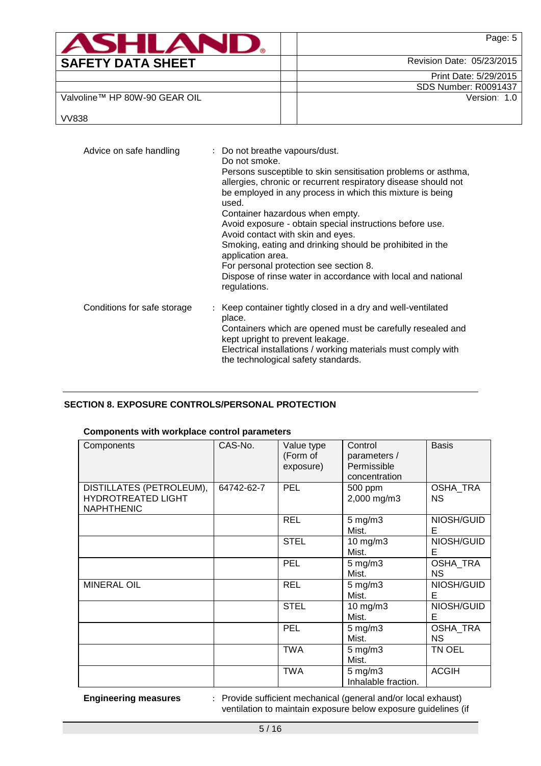Advice on safe handling : Do not breathe vapours/dust.
Do not smoke.
Persons susceptible to skin sensitisation problems or asthma, allergies, chronic or recurrent respiratory disease should not be employed in any process in which this mixture is being used.
Container hazardous when empty.
Avoid exposure - obtain special instructions before use.
Avoid contact with skin and eyes.
Smoking, eating and drinking should be prohibited in the application area.
For personal protection see section 8.
Dispose of rinse water in accordance with local and national regulations.

Conditions for safe storage : Keep container tightly closed in a dry and well-ventilated place.
Containers which are opened must be carefully resealed and kept upright to prevent leakage.
Electrical installations / working materials must comply with the technological safety standards.

## SECTION 8. EXPOSURE CONTROLS/PERSONAL PROTECTION

**Components with workplace control parameters**

| Components | CAS-No. | Value type (Form of exposure) | Control parameters / Permissible concentration | Basis |
|---|---|---|---|---|
| DISTILLATES (PETROLEUM), HYDROTREATED LIGHT NAPHTHENIC | 64742-62-7 | PEL | 500 ppm 2,000 mg/m3 | OSHA_TRANS |
| | | REL | 5 mg/m3 Mist. | NIOSH/GUIDE |
| | | STEL | 10 mg/m3 Mist. | NIOSH/GUIDE |
| | | PEL | 5 mg/m3 Mist. | OSHA_TRANS |
| MINERAL OIL | | REL | 5 mg/m3 Mist. | NIOSH/GUIDE |
| | | STEL | 10 mg/m3 Mist. | NIOSH/GUIDE |
| | | PEL | 5 mg/m3 Mist. | OSHA_TRANS |
| | | TWA | 5 mg/m3 Mist. | TN OEL |
| | | TWA | 5 mg/m3 Inhalable fraction. | ACGIH |

**Engineering measures** : Provide sufficient mechanical (general and/or local exhaust) ventilation to maintain exposure below exposure guidelines (if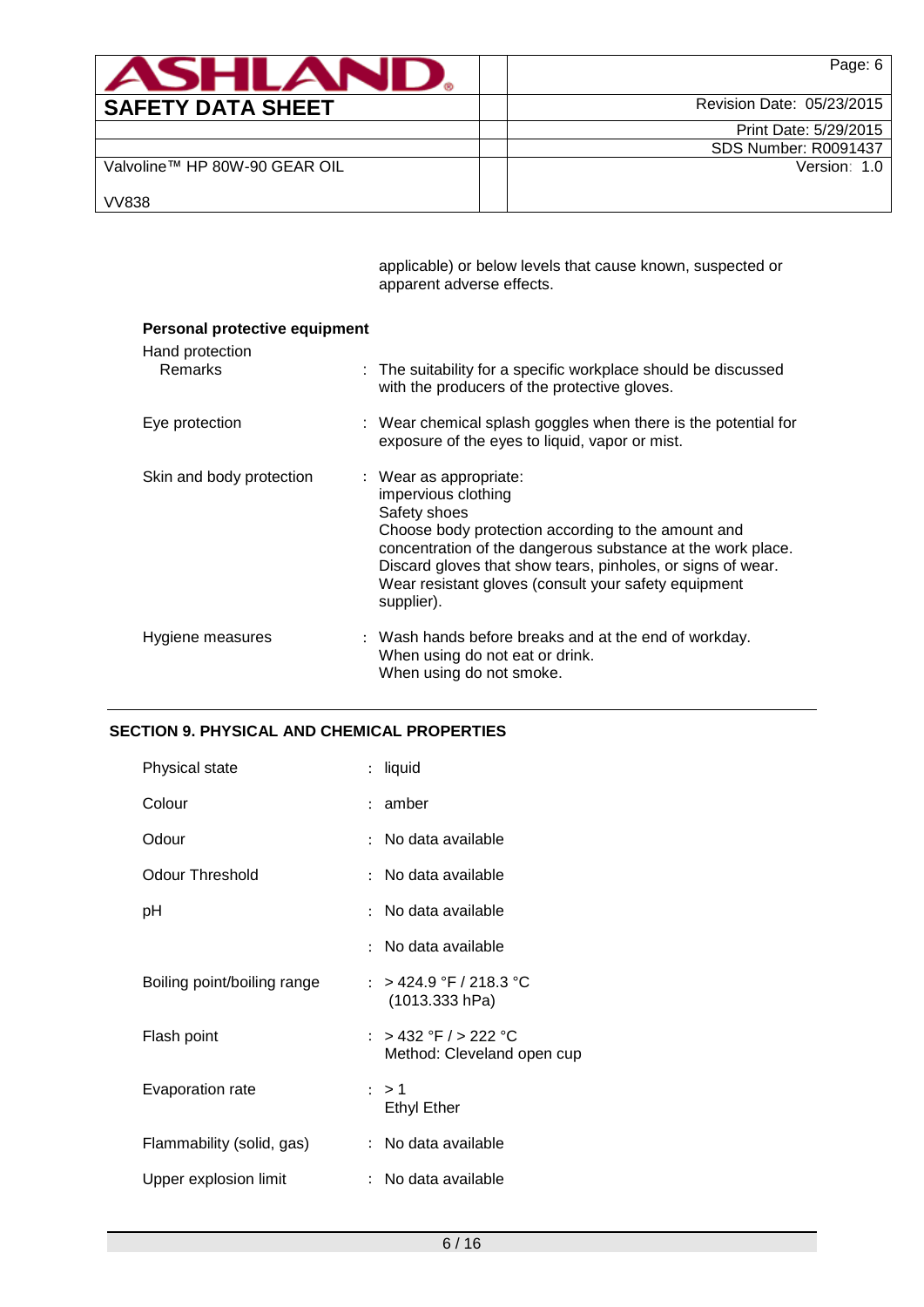applicable) or below levels that cause known, suspected or apparent adverse effects.

**Personal protective equipment**

Hand protection

Remarks : The suitability for a specific workplace should be discussed with the producers of the protective gloves.

Eye protection : Wear chemical splash goggles when there is the potential for exposure of the eyes to liquid, vapor or mist.

Skin and body protection : Wear as appropriate:
impervious clothing
Safety shoes
Choose body protection according to the amount and concentration of the dangerous substance at the work place.
Discard gloves that show tears, pinholes, or signs of wear.
Wear resistant gloves (consult your safety equipment supplier).

Hygiene measures : Wash hands before breaks and at the end of workday.
When using do not eat or drink.
When using do not smoke.

## SECTION 9. PHYSICAL AND CHEMICAL PROPERTIES

| | |
|---|---|
| Physical state | : liquid |
| Colour | : amber |
| Odour | : No data available |
| Odour Threshold | : No data available |
| pH | : No data available |
| | : No data available |
| Boiling point/boiling range | : > 424.9 °F / 218.3 °C (1013.333 hPa) |
| Flash point | : > 432 °F / > 222 °C<br>Method: Cleveland open cup |
| Evaporation rate | : > 1<br>Ethyl Ether |
| Flammability (solid, gas) | : No data available |
| Upper explosion limit | : No data available |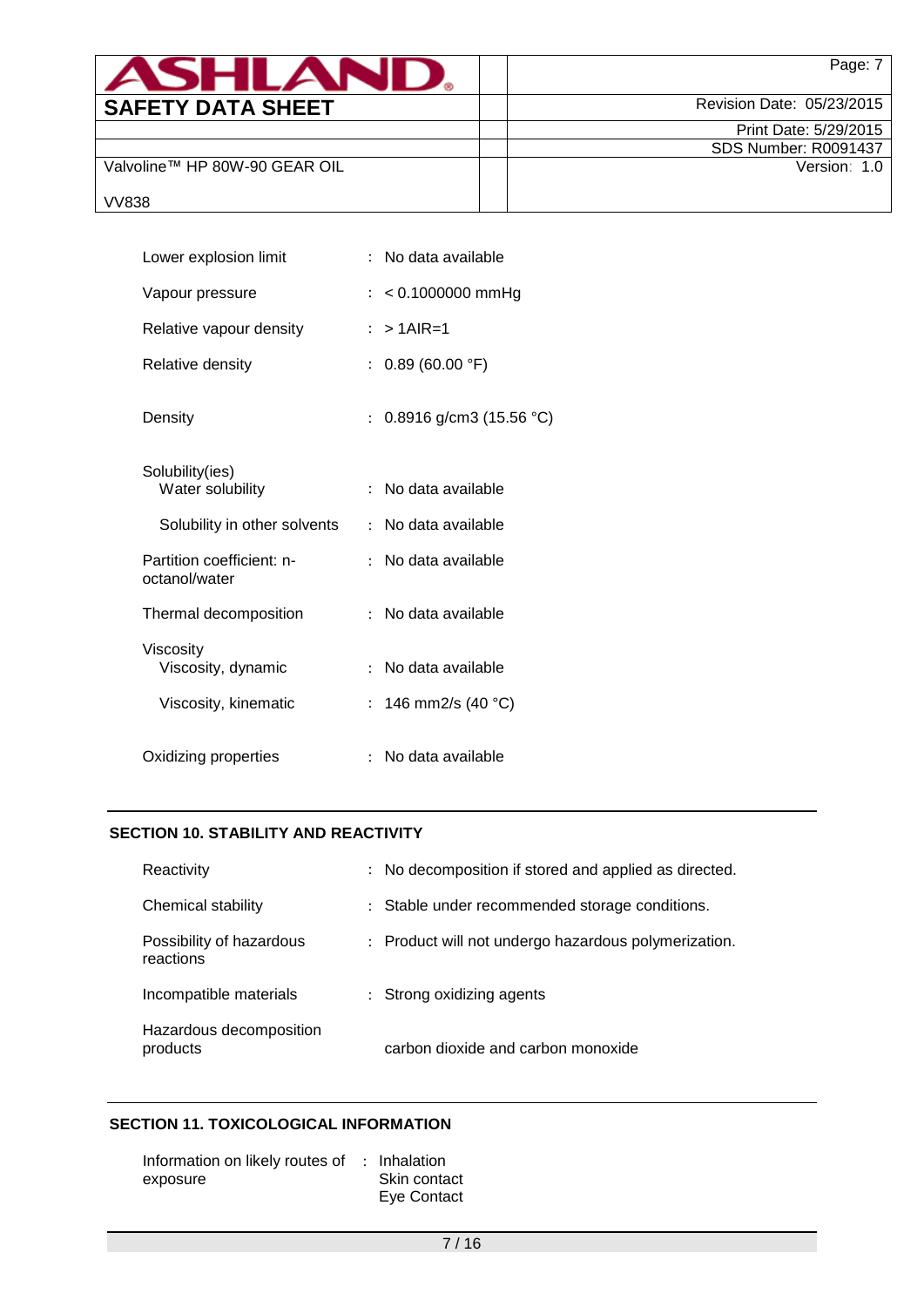| | | |
|---|---|---|
| Lower explosion limit | : | No data available |
| Vapour pressure | : | < 0.1000000 mmHg |
| Relative vapour density | : | > 1AIR=1 |
| Relative density | : | 0.89 (60.00 °F) |
| Density | : | 0.8916 g/cm3 (15.56 °C) |
| Solubility(ies)<br>Water solubility | : | No data available |
| Solubility in other solvents | : | No data available |
| Partition coefficient: n-octanol/water | : | No data available |
| Thermal decomposition | : | No data available |
| Viscosity<br>Viscosity, dynamic | : | No data available |
| Viscosity, kinematic | : | 146 mm2/s (40 °C) |
| Oxidizing properties | : | No data available |

## SECTION 10. STABILITY AND REACTIVITY

| | | |
|---|---|---|
| Reactivity | : | No decomposition if stored and applied as directed. |
| Chemical stability | : | Stable under recommended storage conditions. |
| Possibility of hazardous reactions | : | Product will not undergo hazardous polymerization. |
| Incompatible materials | : | Strong oxidizing agents |
| Hazardous decomposition products | | carbon dioxide and carbon monoxide |

## SECTION 11. TOXICOLOGICAL INFORMATION

| | | |
|---|---|---|
| Information on likely routes of exposure | : | Inhalation<br>Skin contact<br>Eye Contact |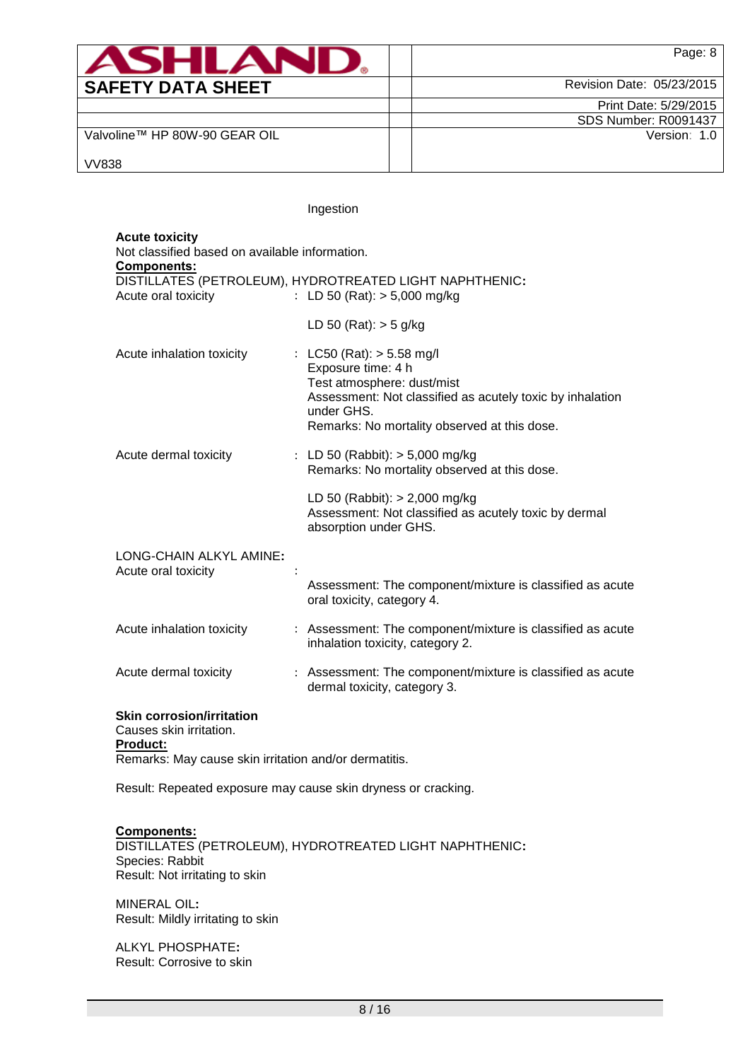Ingestion

**Acute toxicity**

Not classified based on available information.

**Components:**

DISTILLATES (PETROLEUM), HYDROTREATED LIGHT NAPHTHENIC**:**

| | |
|---|---|
| Acute oral toxicity | : LD 50 (Rat): > 5,000 mg/kg<br><br>LD 50 (Rat): > 5 g/kg |
| Acute inhalation toxicity | : LC50 (Rat): > 5.58 mg/l<br>Exposure time: 4 h<br>Test atmosphere: dust/mist<br>Assessment: Not classified as acutely toxic by inhalation under GHS.<br>Remarks: No mortality observed at this dose. |
| Acute dermal toxicity | : LD 50 (Rabbit): > 5,000 mg/kg<br>Remarks: No mortality observed at this dose.<br><br>LD 50 (Rabbit): > 2,000 mg/kg<br>Assessment: Not classified as acutely toxic by dermal absorption under GHS. |

LONG-CHAIN ALKYL AMINE**:**

| | |
|---|---|
| Acute oral toxicity | : <br>Assessment: The component/mixture is classified as acute oral toxicity, category 4. |
| Acute inhalation toxicity | : Assessment: The component/mixture is classified as acute inhalation toxicity, category 2. |
| Acute dermal toxicity | : Assessment: The component/mixture is classified as acute dermal toxicity, category 3. |

**Skin corrosion/irritation**

Causes skin irritation.

**Product:**

Remarks: May cause skin irritation and/or dermatitis.

Result: Repeated exposure may cause skin dryness or cracking.

**Components:**

DISTILLATES (PETROLEUM), HYDROTREATED LIGHT NAPHTHENIC**:**
Species: Rabbit
Result: Not irritating to skin

MINERAL OIL**:**
Result: Mildly irritating to skin

ALKYL PHOSPHATE**:**
Result: Corrosive to skin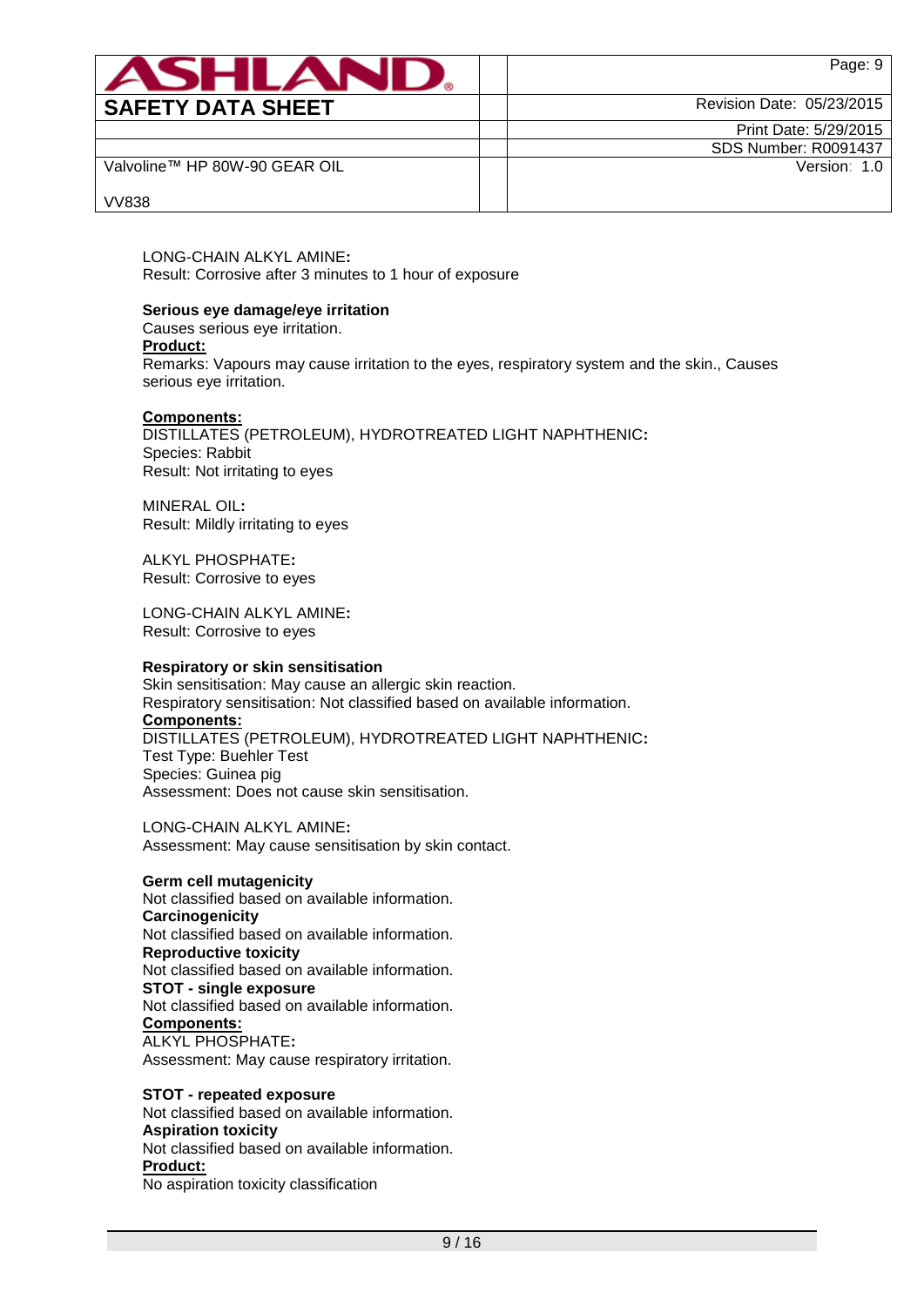LONG-CHAIN ALKYL AMINE**:**
Result: Corrosive after 3 minutes to 1 hour of exposure

**Serious eye damage/eye irritation**
Causes serious eye irritation.
**Product:**
Remarks: Vapours may cause irritation to the eyes, respiratory system and the skin., Causes serious eye irritation.

**Components:**
DISTILLATES (PETROLEUM), HYDROTREATED LIGHT NAPHTHENIC**:**
Species: Rabbit
Result: Not irritating to eyes

MINERAL OIL**:**
Result: Mildly irritating to eyes

ALKYL PHOSPHATE**:**
Result: Corrosive to eyes

LONG-CHAIN ALKYL AMINE**:**
Result: Corrosive to eyes

**Respiratory or skin sensitisation**
Skin sensitisation: May cause an allergic skin reaction.
Respiratory sensitisation: Not classified based on available information.
**Components:**
DISTILLATES (PETROLEUM), HYDROTREATED LIGHT NAPHTHENIC**:**
Test Type: Buehler Test
Species: Guinea pig
Assessment: Does not cause skin sensitisation.

LONG-CHAIN ALKYL AMINE**:**
Assessment: May cause sensitisation by skin contact.

**Germ cell mutagenicity**
Not classified based on available information.
**Carcinogenicity**
Not classified based on available information.
**Reproductive toxicity**
Not classified based on available information.
**STOT - single exposure**
Not classified based on available information.
**Components:**
ALKYL PHOSPHATE**:**
Assessment: May cause respiratory irritation.

**STOT - repeated exposure**
Not classified based on available information.
**Aspiration toxicity**
Not classified based on available information.
**Product:**
No aspiration toxicity classification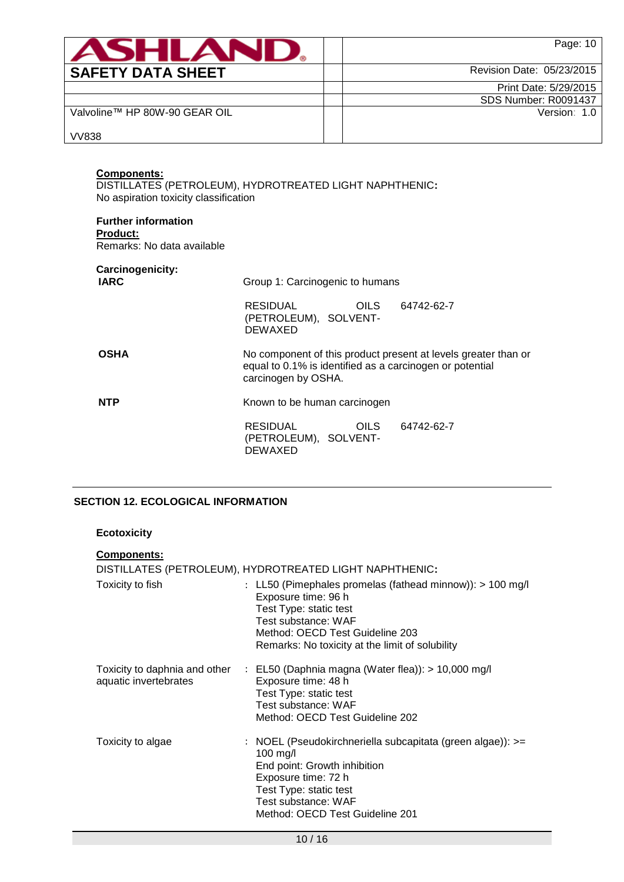**Components:**
DISTILLATES (PETROLEUM), HYDROTREATED LIGHT NAPHTHENIC:
No aspiration toxicity classification

**Further information**
**Product:**
Remarks: No data available

**Carcinogenicity:**

| | |
|---|---|
| **IARC** | Group 1: Carcinogenic to humans |
| | RESIDUAL OILS (PETROLEUM), SOLVENT-DEWAXED 64742-62-7 |
| **OSHA** | No component of this product present at levels greater than or equal to 0.1% is identified as a carcinogen or potential carcinogen by OSHA. |
| **NTP** | Known to be human carcinogen |
| | RESIDUAL OILS (PETROLEUM), SOLVENT-DEWAXED 64742-62-7 |

## SECTION 12. ECOLOGICAL INFORMATION

**Ecotoxicity**

**Components:**
DISTILLATES (PETROLEUM), HYDROTREATED LIGHT NAPHTHENIC:

| | |
|---|---|
| Toxicity to fish | : LL50 (Pimephales promelas (fathead minnow)): > 100 mg/l<br>Exposure time: 96 h<br>Test Type: static test<br>Test substance: WAF<br>Method: OECD Test Guideline 203<br>Remarks: No toxicity at the limit of solubility |
| Toxicity to daphnia and other aquatic invertebrates | : EL50 (Daphnia magna (Water flea)): > 10,000 mg/l<br>Exposure time: 48 h<br>Test Type: static test<br>Test substance: WAF<br>Method: OECD Test Guideline 202 |
| Toxicity to algae | : NOEL (Pseudokirchneriella subcapitata (green algae)): >= 100 mg/l<br>End point: Growth inhibition<br>Exposure time: 72 h<br>Test Type: static test<br>Test substance: WAF<br>Method: OECD Test Guideline 201 |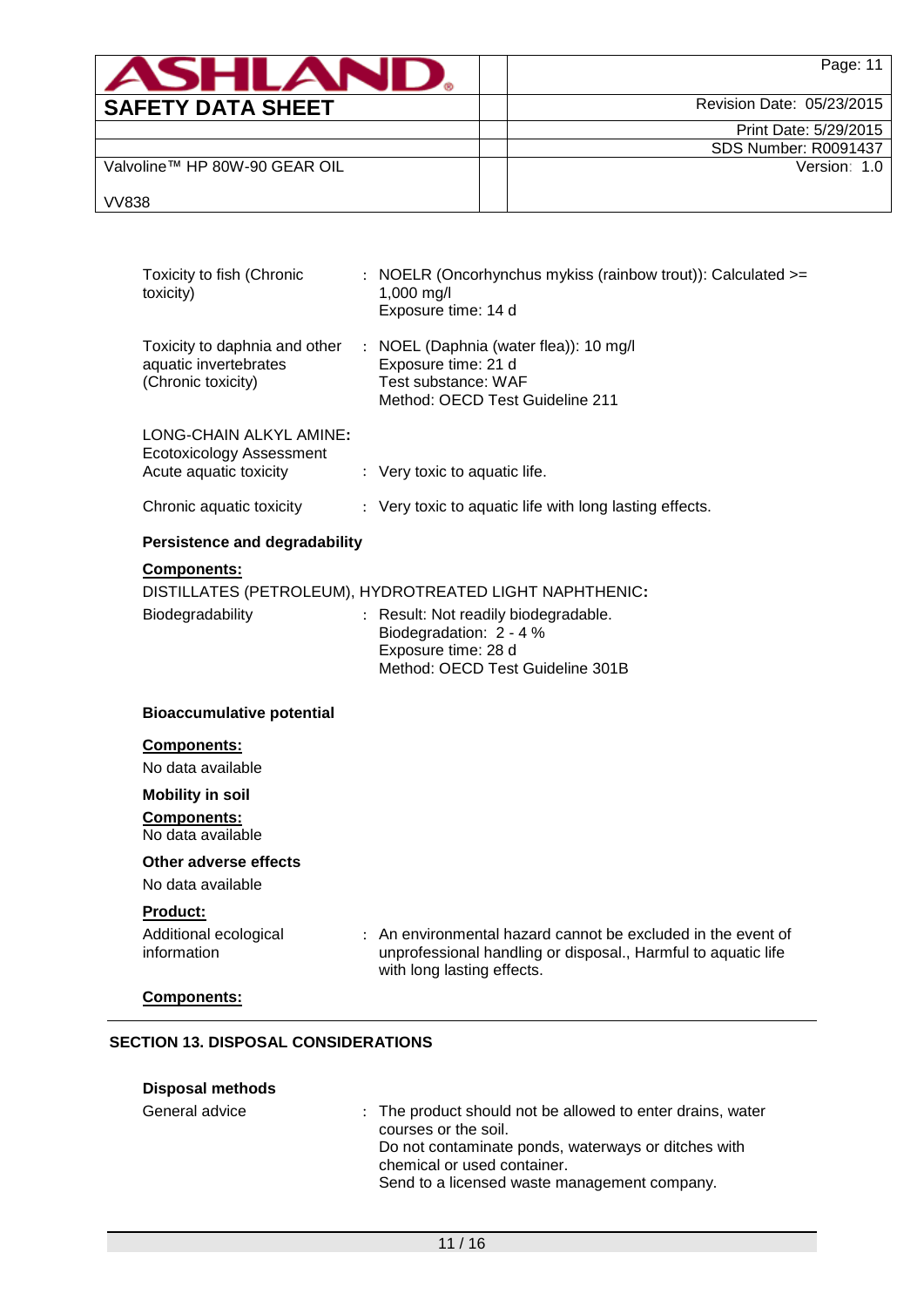Toxicity to fish (Chronic toxicity) : NOELR (Oncorhynchus mykiss (rainbow trout)): Calculated >= 1,000 mg/l
Exposure time: 14 d

Toxicity to daphnia and other aquatic invertebrates (Chronic toxicity) : NOEL (Daphnia (water flea)): 10 mg/l
Exposure time: 21 d
Test substance: WAF
Method: OECD Test Guideline 211

LONG-CHAIN ALKYL AMINE:
Ecotoxicology Assessment
Acute aquatic toxicity : Very toxic to aquatic life.

Chronic aquatic toxicity : Very toxic to aquatic life with long lasting effects.

**Persistence and degradability**

**Components:**

DISTILLATES (PETROLEUM), HYDROTREATED LIGHT NAPHTHENIC:

Biodegradability : Result: Not readily biodegradable.
Biodegradation: 2 - 4 %
Exposure time: 28 d
Method: OECD Test Guideline 301B

**Bioaccumulative potential**

**Components:**

No data available

**Mobility in soil**

**Components:**

No data available

**Other adverse effects**

No data available

**Product:**

Additional ecological information : An environmental hazard cannot be excluded in the event of unprofessional handling or disposal., Harmful to aquatic life with long lasting effects.

**Components:**

## SECTION 13. DISPOSAL CONSIDERATIONS

**Disposal methods**

General advice : The product should not be allowed to enter drains, water courses or the soil.
Do not contaminate ponds, waterways or ditches with chemical or used container.
Send to a licensed waste management company.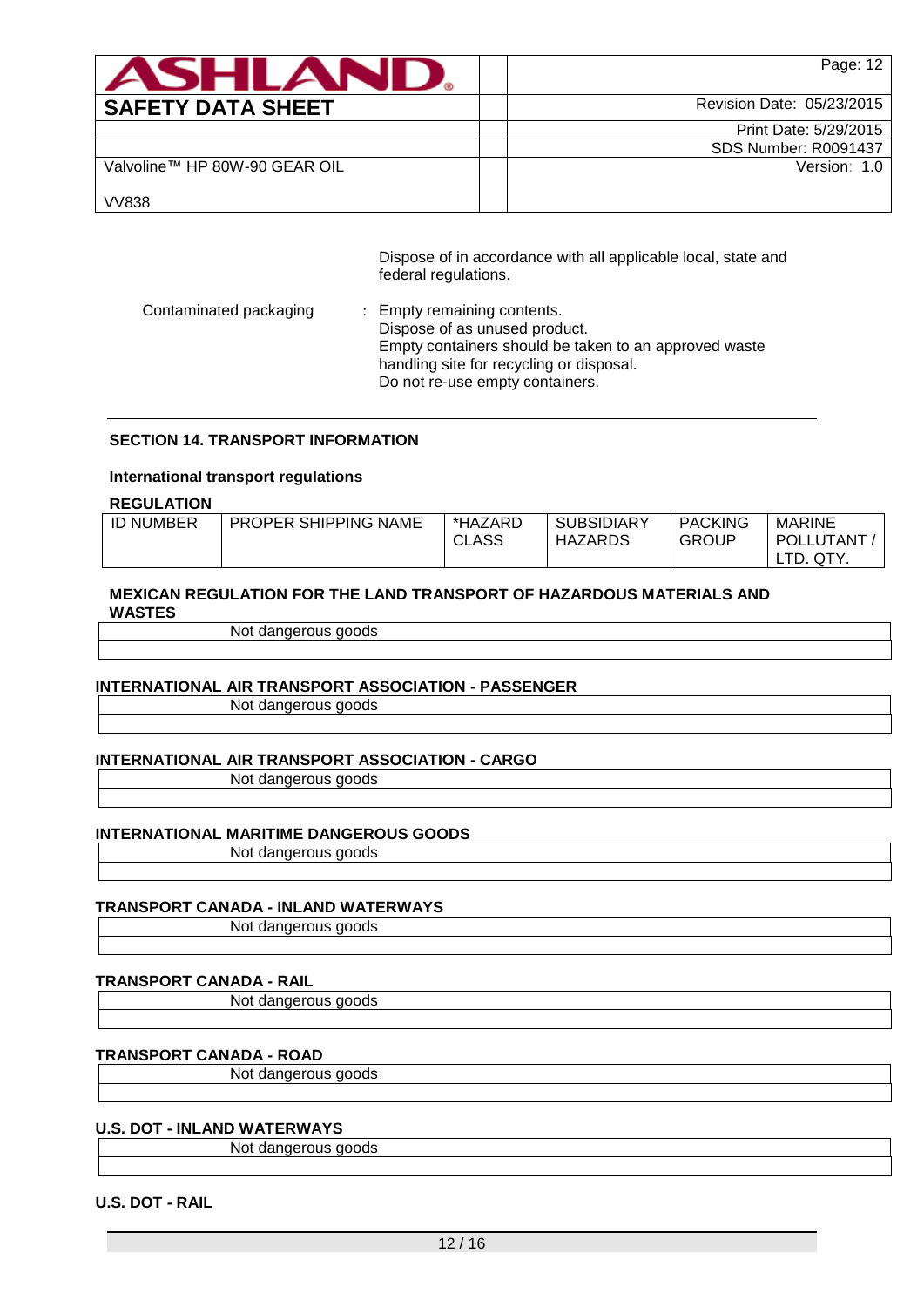Dispose of in accordance with all applicable local, state and federal regulations.

Contaminated packaging : Empty remaining contents.
Dispose of as unused product.
Empty containers should be taken to an approved waste handling site for recycling or disposal.
Do not re-use empty containers.

## SECTION 14. TRANSPORT INFORMATION

**International transport regulations**

**REGULATION**

| ID NUMBER | PROPER SHIPPING NAME | *HAZARD CLASS | SUBSIDIARY HAZARDS | PACKING GROUP | MARINE POLLUTANT / LTD. QTY. |
|---|---|---|---|---|---|

**MEXICAN REGULATION FOR THE LAND TRANSPORT OF HAZARDOUS MATERIALS AND WASTES**

Not dangerous goods

**INTERNATIONAL AIR TRANSPORT ASSOCIATION - PASSENGER**

Not dangerous goods

**INTERNATIONAL AIR TRANSPORT ASSOCIATION - CARGO**

Not dangerous goods

**INTERNATIONAL MARITIME DANGEROUS GOODS**

Not dangerous goods

**TRANSPORT CANADA - INLAND WATERWAYS**

Not dangerous goods

**TRANSPORT CANADA - RAIL**

Not dangerous goods

**TRANSPORT CANADA - ROAD**

Not dangerous goods

**U.S. DOT - INLAND WATERWAYS**

Not dangerous goods

**U.S. DOT - RAIL**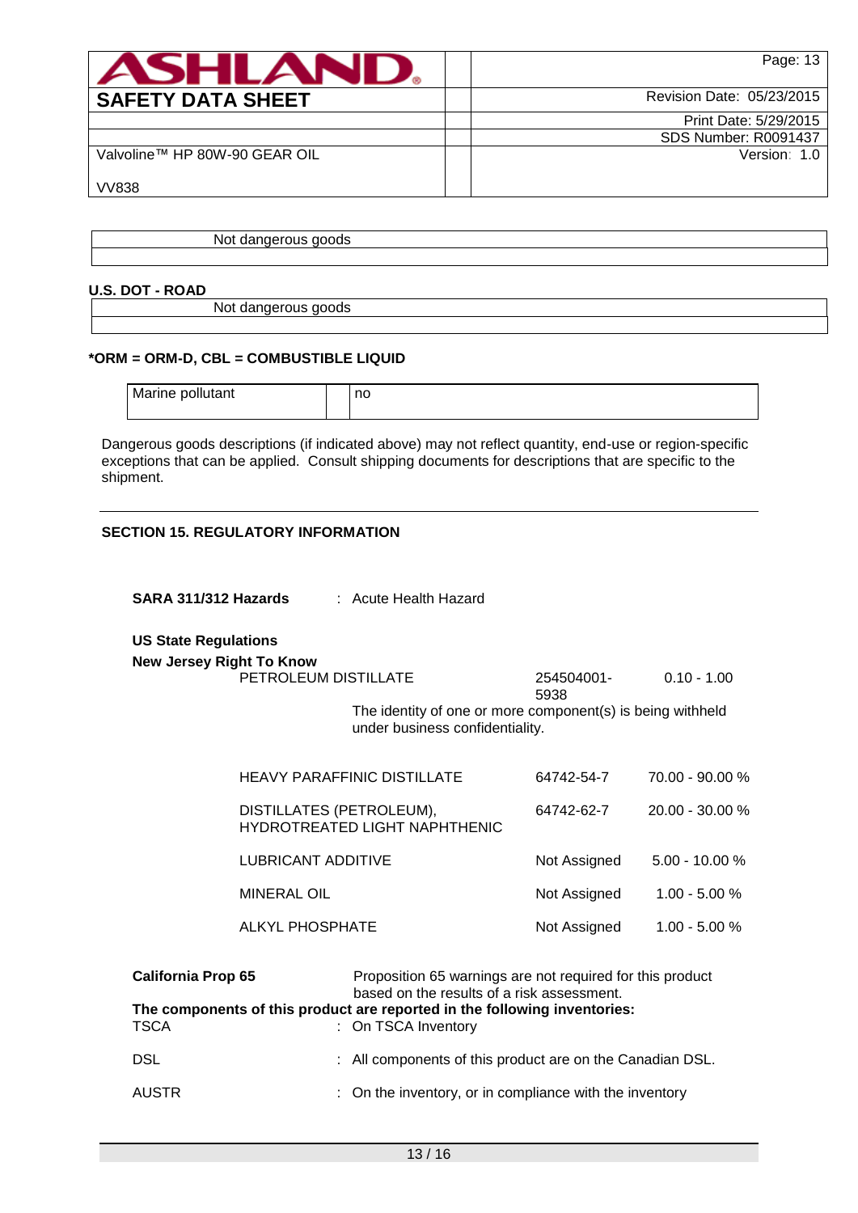| Not dangerous goods |
| --- |
| |

**U.S. DOT - ROAD**

| Not dangerous goods |
| --- |
| |

**\*ORM = ORM-D, CBL = COMBUSTIBLE LIQUID**

| Marine pollutant | | no |
| --- | --- | --- |

Dangerous goods descriptions (if indicated above) may not reflect quantity, end-use or region-specific exceptions that can be applied. Consult shipping documents for descriptions that are specific to the shipment.

## SECTION 15. REGULATORY INFORMATION

**SARA 311/312 Hazards** : Acute Health Hazard

**US State Regulations**

**New Jersey Right To Know**

| Component | CAS | Concentration |
| --- | --- | --- |
| PETROLEUM DISTILLATE | 254504001-5938 | 0.10 - 1.00 |
| The identity of one or more component(s) is being withheld under business confidentiality. | | |
| HEAVY PARAFFINIC DISTILLATE | 64742-54-7 | 70.00 - 90.00 % |
| DISTILLATES (PETROLEUM), HYDROTREATED LIGHT NAPHTHENIC | 64742-62-7 | 20.00 - 30.00 % |
| LUBRICANT ADDITIVE | Not Assigned | 5.00 - 10.00 % |
| MINERAL OIL | Not Assigned | 1.00 - 5.00 % |
| ALKYL PHOSPHATE | Not Assigned | 1.00 - 5.00 % |

**California Prop 65** Proposition 65 warnings are not required for this product based on the results of a risk assessment.

**The components of this product are reported in the following inventories:**

TSCA : On TSCA Inventory

DSL : All components of this product are on the Canadian DSL.

AUSTR : On the inventory, or in compliance with the inventory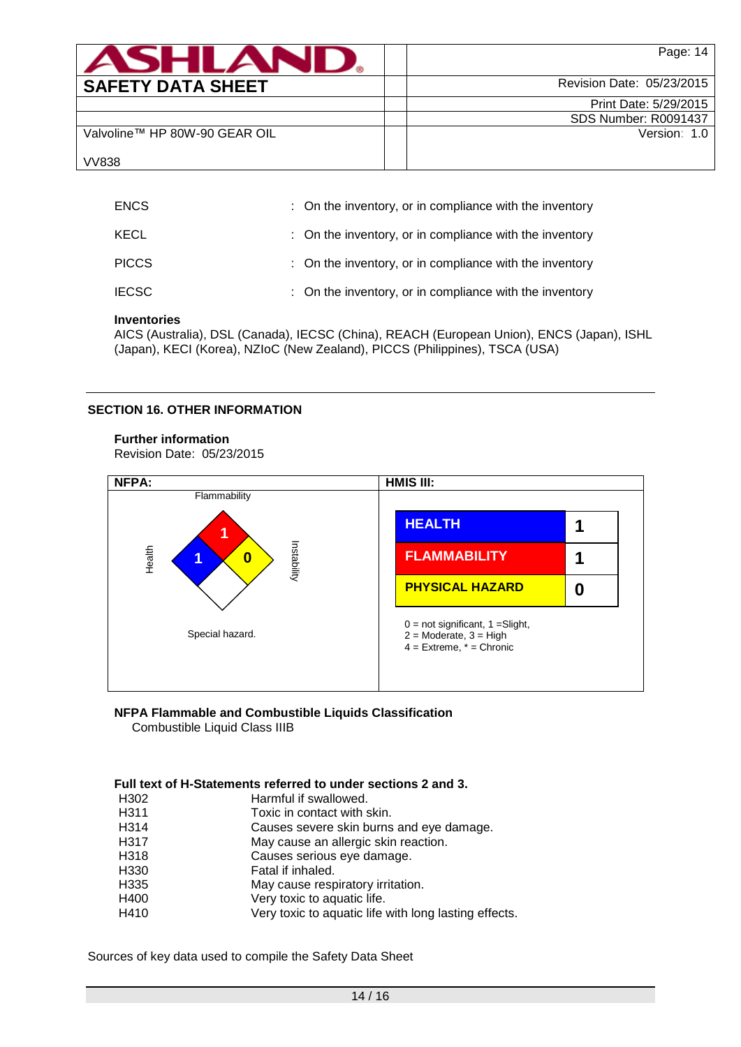| | |
|---|---|
| ENCS | : On the inventory, or in compliance with the inventory |
| KECL | : On the inventory, or in compliance with the inventory |
| PICCS | : On the inventory, or in compliance with the inventory |
| IECSC | : On the inventory, or in compliance with the inventory |

**Inventories**
AICS (Australia), DSL (Canada), IECSC (China), REACH (European Union), ENCS (Japan), ISHL (Japan), KECI (Korea), NZIoC (New Zealand), PICCS (Philippines), TSCA (USA)

## SECTION 16. OTHER INFORMATION

**Further information**
Revision Date: 05/23/2015

| NFPA: | HMIS III: |
|---|---|
| Flammability: 1<br>Health: 1<br>Instability: 0<br>Special hazard. | HEALTH: 1<br>FLAMMABILITY: 1<br>PHYSICAL HAZARD: 0<br><br>0 = not significant, 1 =Slight,<br>2 = Moderate, 3 = High<br>4 = Extreme, * = Chronic |

**NFPA Flammable and Combustible Liquids Classification**
Combustible Liquid Class IIIB

**Full text of H-Statements referred to under sections 2 and 3.**

| | |
|---|---|
| H302 | Harmful if swallowed. |
| H311 | Toxic in contact with skin. |
| H314 | Causes severe skin burns and eye damage. |
| H317 | May cause an allergic skin reaction. |
| H318 | Causes serious eye damage. |
| H330 | Fatal if inhaled. |
| H335 | May cause respiratory irritation. |
| H400 | Very toxic to aquatic life. |
| H410 | Very toxic to aquatic life with long lasting effects. |

Sources of key data used to compile the Safety Data Sheet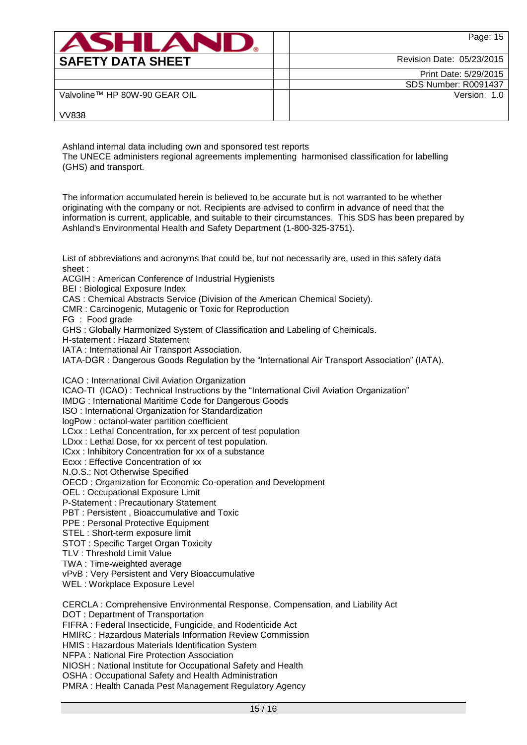Ashland internal data including own and sponsored test reports
The UNECE administers regional agreements implementing harmonised classification for labelling (GHS) and transport.

The information accumulated herein is believed to be accurate but is not warranted to be whether originating with the company or not. Recipients are advised to confirm in advance of need that the information is current, applicable, and suitable to their circumstances. This SDS has been prepared by Ashland's Environmental Health and Safety Department (1-800-325-3751).

List of abbreviations and acronyms that could be, but not necessarily are, used in this safety data sheet :
ACGIH : American Conference of Industrial Hygienists
BEI : Biological Exposure Index
CAS : Chemical Abstracts Service (Division of the American Chemical Society).
CMR : Carcinogenic, Mutagenic or Toxic for Reproduction
FG : Food grade
GHS : Globally Harmonized System of Classification and Labeling of Chemicals.
H-statement : Hazard Statement
IATA : International Air Transport Association.
IATA-DGR : Dangerous Goods Regulation by the "International Air Transport Association" (IATA).

ICAO : International Civil Aviation Organization
ICAO-TI (ICAO) : Technical Instructions by the "International Civil Aviation Organization"
IMDG : International Maritime Code for Dangerous Goods
ISO : International Organization for Standardization
logPow : octanol-water partition coefficient
LCxx : Lethal Concentration, for xx percent of test population
LDxx : Lethal Dose, for xx percent of test population.
ICxx : Inhibitory Concentration for xx of a substance
Ecxx : Effective Concentration of xx
N.O.S.: Not Otherwise Specified
OECD : Organization for Economic Co-operation and Development
OEL : Occupational Exposure Limit
P-Statement : Precautionary Statement
PBT : Persistent , Bioaccumulative and Toxic
PPE : Personal Protective Equipment
STEL : Short-term exposure limit
STOT : Specific Target Organ Toxicity
TLV : Threshold Limit Value
TWA : Time-weighted average
vPvB : Very Persistent and Very Bioaccumulative
WEL : Workplace Exposure Level

CERCLA : Comprehensive Environmental Response, Compensation, and Liability Act
DOT : Department of Transportation
FIFRA : Federal Insecticide, Fungicide, and Rodenticide Act
HMIRC : Hazardous Materials Information Review Commission
HMIS : Hazardous Materials Identification System
NFPA : National Fire Protection Association
NIOSH : National Institute for Occupational Safety and Health
OSHA : Occupational Safety and Health Administration
PMRA : Health Canada Pest Management Regulatory Agency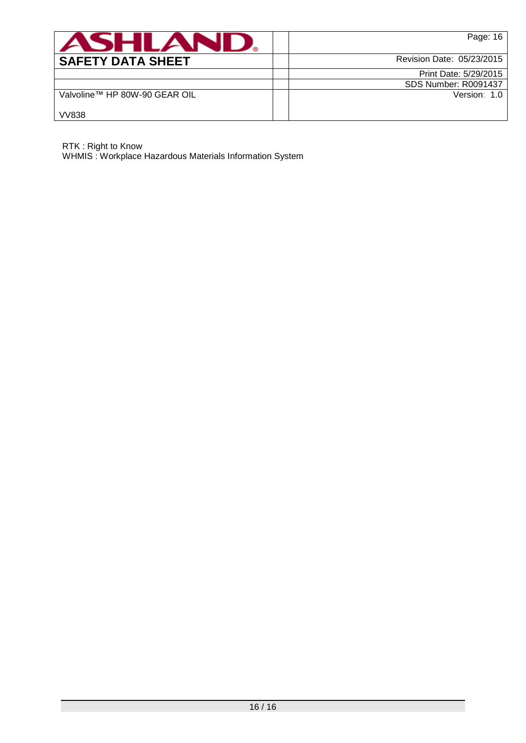RTK : Right to Know
WHMIS : Workplace Hazardous Materials Information System